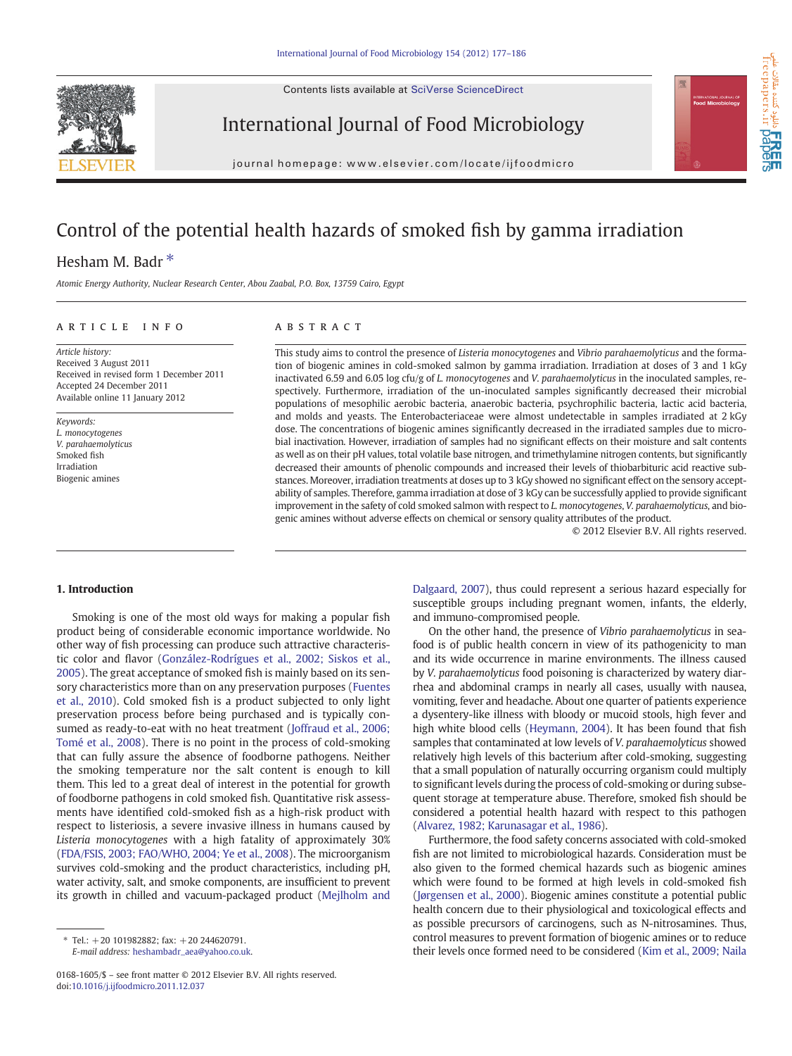# Control of the potential health hazards of smoked fish by gamma irradiation

Hesham M. Badr *

*Atomic Energy Authority, Nuclear Research Center, Abou Zaabal, P.O. Box, 13759 Cairo, Egypt*

## ARTICLE INFO

*Article history:*
Received 3 August 2011
Received in revised form 1 December 2011
Accepted 24 December 2011
Available online 11 January 2012

*Keywords:*
*L. monocytogenes*
*V. parahaemolyticus*
Smoked fish
Irradiation
Biogenic amines

## ABSTRACT

This study aims to control the presence of *Listeria monocytogenes* and *Vibrio parahaemolyticus* and the formation of biogenic amines in cold-smoked salmon by gamma irradiation. Irradiation at doses of 3 and 1 kGy inactivated 6.59 and 6.05 log cfu/g of *L. monocytogenes* and *V. parahaemolyticus* in the inoculated samples, respectively. Furthermore, irradiation of the un-inoculated samples significantly decreased their microbial populations of mesophilic aerobic bacteria, anaerobic bacteria, psychrophilic bacteria, lactic acid bacteria, and molds and yeasts. The Enterobacteriaceae were almost undetectable in samples irradiated at 2 kGy dose. The concentrations of biogenic amines significantly decreased in the irradiated samples due to microbial inactivation. However, irradiation of samples had no significant effects on their moisture and salt contents as well as on their pH values, total volatile base nitrogen, and trimethylamine nitrogen contents, but significantly decreased their amounts of phenolic compounds and increased their levels of thiobarbituric acid reactive substances. Moreover, irradiation treatments at doses up to 3 kGy showed no significant effect on the sensory acceptability of samples. Therefore, gamma irradiation at dose of 3 kGy can be successfully applied to provide significant improvement in the safety of cold smoked salmon with respect to *L. monocytogenes*, *V. parahaemolyticus*, and biogenic amines without adverse effects on chemical or sensory quality attributes of the product.

© 2012 Elsevier B.V. All rights reserved.

## 1. Introduction

Smoking is one of the most old ways for making a popular fish product being of considerable economic importance worldwide. No other way of fish processing can produce such attractive characteristic color and flavor (González-Rodrígues et al., 2002; Siskos et al., 2005). The great acceptance of smoked fish is mainly based on its sensory characteristics more than on any preservation purposes (Fuentes et al., 2010). Cold smoked fish is a product subjected to only light preservation process before being purchased and is typically consumed as ready-to-eat with no heat treatment (Joffraud et al., 2006; Tomé et al., 2008). There is no point in the process of cold-smoking that can fully assure the absence of foodborne pathogens. Neither the smoking temperature nor the salt content is enough to kill them. This led to a great deal of interest in the potential for growth of foodborne pathogens in cold smoked fish. Quantitative risk assessments have identified cold-smoked fish as a high-risk product with respect to listeriosis, a severe invasive illness in humans caused by *Listeria monocytogenes* with a high fatality of approximately 30% (FDA/FSIS, 2003; FAO/WHO, 2004; Ye et al., 2008). The microorganism survives cold-smoking and the product characteristics, including pH, water activity, salt, and smoke components, are insufficient to prevent its growth in chilled and vacuum-packaged product (Mejlholm and Dalgaard, 2007), thus could represent a serious hazard especially for susceptible groups including pregnant women, infants, the elderly, and immuno-compromised people.

On the other hand, the presence of *Vibrio parahaemolyticus* in seafood is of public health concern in view of its pathogenicity to man and its wide occurrence in marine environments. The illness caused by *V. parahaemolyticus* food poisoning is characterized by watery diarrhea and abdominal cramps in nearly all cases, usually with nausea, vomiting, fever and headache. About one quarter of patients experience a dysentery-like illness with bloody or mucoid stools, high fever and high white blood cells (Heymann, 2004). It has been found that fish samples that contaminated at low levels of *V. parahaemolyticus* showed relatively high levels of this bacterium after cold-smoking, suggesting that a small population of naturally occurring organism could multiply to significant levels during the process of cold-smoking or during subsequent storage at temperature abuse. Therefore, smoked fish should be considered a potential health hazard with respect to this pathogen (Alvarez, 1982; Karunasagar et al., 1986).

Furthermore, the food safety concerns associated with cold-smoked fish are not limited to microbiological hazards. Consideration must be also given to the formed chemical hazards such as biogenic amines which were found to be formed at high levels in cold-smoked fish (Jørgensen et al., 2000). Biogenic amines constitute a potential public health concern due to their physiological and toxicological effects and as possible precursors of carcinogens, such as N-nitrosamines. Thus, control measures to prevent formation of biogenic amines or to reduce their levels once formed need to be considered (Kim et al., 2009; Naila

\* Tel.: +20 101982882; fax: +20 244620791.
*E-mail address:* heshambadr_aea@yahoo.co.uk.

0168-1605/$ – see front matter © 2012 Elsevier B.V. All rights reserved.
doi:10.1016/j.ijfoodmicro.2011.12.037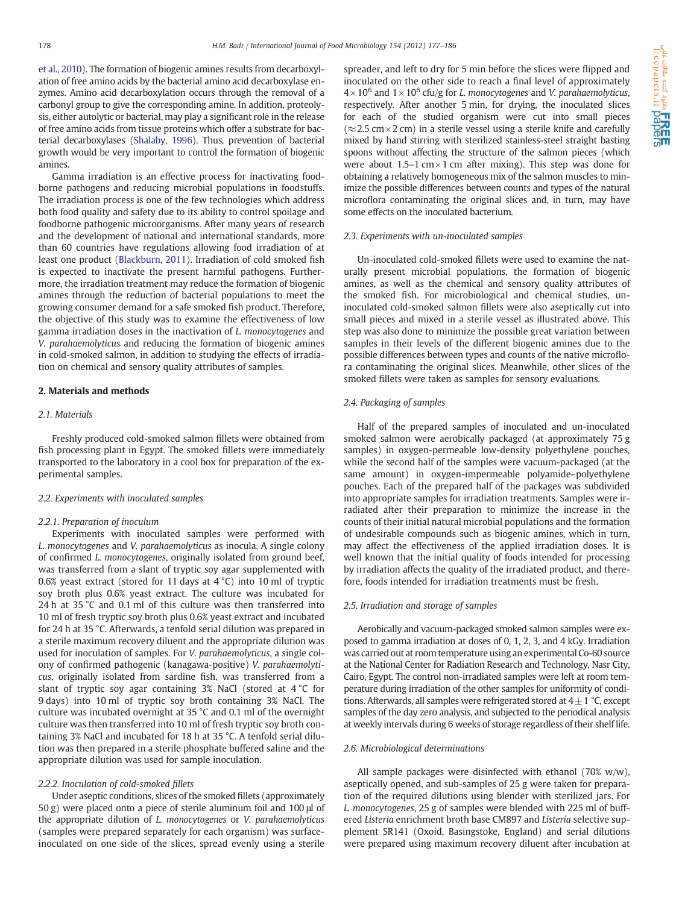et al., 2010). The formation of biogenic amines results from decarboxylation of free amino acids by the bacterial amino acid decarboxylase enzymes. Amino acid decarboxylation occurs through the removal of a carbonyl group to give the corresponding amine. In addition, proteolysis, either autolytic or bacterial, may play a significant role in the release of free amino acids from tissue proteins which offer a substrate for bacterial decarboxylases (Shalaby, 1996). Thus, prevention of bacterial growth would be very important to control the formation of biogenic amines.

Gamma irradiation is an effective process for inactivating foodborne pathogens and reducing microbial populations in foodstuffs. The irradiation process is one of the few technologies which address both food quality and safety due to its ability to control spoilage and foodborne pathogenic microorganisms. After many years of research and the development of national and international standards, more than 60 countries have regulations allowing food irradiation of at least one product (Blackburn, 2011). Irradiation of cold smoked fish is expected to inactivate the present harmful pathogens. Furthermore, the irradiation treatment may reduce the formation of biogenic amines through the reduction of bacterial populations to meet the growing consumer demand for a safe smoked fish product. Therefore, the objective of this study was to examine the effectiveness of low gamma irradiation doses in the inactivation of *L. monocytogenes* and *V. parahaemolyticus* and reducing the formation of biogenic amines in cold-smoked salmon, in addition to studying the effects of irradiation on chemical and sensory quality attributes of samples.

## 2. Materials and methods

### 2.1. Materials

Freshly produced cold-smoked salmon fillets were obtained from fish processing plant in Egypt. The smoked fillets were immediately transported to the laboratory in a cool box for preparation of the experimental samples.

### 2.2. Experiments with inoculated samples

#### 2.2.1. Preparation of inoculum

Experiments with inoculated samples were performed with *L. monocytogenes* and *V. parahaemolyticus* as inocula. A single colony of confirmed *L. monocytogenes*, originally isolated from ground beef, was transferred from a slant of tryptic soy agar supplemented with 0.6% yeast extract (stored for 11 days at 4 °C) into 10 ml of tryptic soy broth plus 0.6% yeast extract. The culture was incubated for 24 h at 35 °C and 0.1 ml of this culture was then transferred into 10 ml of fresh tryptic soy broth plus 0.6% yeast extract and incubated for 24 h at 35 °C. Afterwards, a tenfold serial dilution was prepared in a sterile maximum recovery diluent and the appropriate dilution was used for inoculation of samples. For *V. parahaemolyticus*, a single colony of confirmed pathogenic (kanagawa-positive) *V. parahaemolyticus*, originally isolated from sardine fish, was transferred from a slant of tryptic soy agar containing 3% NaCl (stored at 4 °C for 9 days) into 10 ml of tryptic soy broth containing 3% NaCl. The culture was incubated overnight at 35 °C and 0.1 ml of the overnight culture was then transferred into 10 ml of fresh tryptic soy broth containing 3% NaCl and incubated for 18 h at 35 °C. A tenfold serial dilution was then prepared in a sterile phosphate buffered saline and the appropriate dilution was used for sample inoculation.

#### 2.2.2. Inoculation of cold-smoked fillets

Under aseptic conditions, slices of the smoked fillets (approximately 50 g) were placed onto a piece of sterile aluminum foil and 100 µl of the appropriate dilution of *L. monocytogenes* or *V. parahaemolyticus* (samples were prepared separately for each organism) was surface-inoculated on one side of the slices, spread evenly using a sterile spreader, and left to dry for 5 min before the slices were flipped and inoculated on the other side to reach a final level of approximately $4\times10^6$ and $1\times10^6$ cfu/g for *L. monocytogenes* and *V. parahaemolyticus*, respectively. After another 5 min, for drying, the inoculated slices for each of the studied organism were cut into small pieces ($\approx$2.5 cm × 2 cm) in a sterile vessel using a sterile knife and carefully mixed by hand stirring with sterilized stainless-steel straight basting spoons without affecting the structure of the salmon pieces (which were about 1.5–1 cm × 1 cm after mixing). This step was done for obtaining a relatively homogeneous mix of the salmon muscles to minimize the possible differences between counts and types of the natural microflora contaminating the original slices and, in turn, may have some effects on the inoculated bacterium.

### 2.3. Experiments with un-inoculated samples

Un-inoculated cold-smoked fillets were used to examine the naturally present microbial populations, the formation of biogenic amines, as well as the chemical and sensory quality attributes of the smoked fish. For microbiological and chemical studies, un-inoculated cold-smoked salmon fillets were also aseptically cut into small pieces and mixed in a sterile vessel as illustrated above. This step was also done to minimize the possible great variation between samples in their levels of the different biogenic amines due to the possible differences between types and counts of the native microflora contaminating the original slices. Meanwhile, other slices of the smoked fillets were taken as samples for sensory evaluations.

### 2.4. Packaging of samples

Half of the prepared samples of inoculated and un-inoculated smoked salmon were aerobically packaged (at approximately 75 g samples) in oxygen-permeable low-density polyethylene pouches, while the second half of the samples were vacuum-packaged (at the same amount) in oxygen-impermeable polyamide–polyethylene pouches. Each of the prepared half of the packages was subdivided into appropriate samples for irradiation treatments. Samples were irradiated after their preparation to minimize the increase in the counts of their initial natural microbial populations and the formation of undesirable compounds such as biogenic amines, which in turn, may affect the effectiveness of the applied irradiation doses. It is well known that the initial quality of foods intended for processing by irradiation affects the quality of the irradiated product, and therefore, foods intended for irradiation treatments must be fresh.

### 2.5. Irradiation and storage of samples

Aerobically and vacuum-packaged smoked salmon samples were exposed to gamma irradiation at doses of 0, 1, 2, 3, and 4 kGy. Irradiation was carried out at room temperature using an experimental Co-60 source at the National Center for Radiation Research and Technology, Nasr City, Cairo, Egypt. The control non-irradiated samples were left at room temperature during irradiation of the other samples for uniformity of conditions. Afterwards, all samples were refrigerated stored at $4 \pm 1$ °C, except samples of the day zero analysis, and subjected to the periodical analysis at weekly intervals during 6 weeks of storage regardless of their shelf life.

### 2.6. Microbiological determinations

All sample packages were disinfected with ethanol (70% w/w), aseptically opened, and sub-samples of 25 g were taken for preparation of the required dilutions using blender with sterilized jars. For *L. monocytogenes*, 25 g of samples were blended with 225 ml of buffered *Listeria* enrichment broth base CM897 and *Listeria* selective supplement SR141 (Oxoid, Basingstoke, England) and serial dilutions were prepared using maximum recovery diluent after incubation at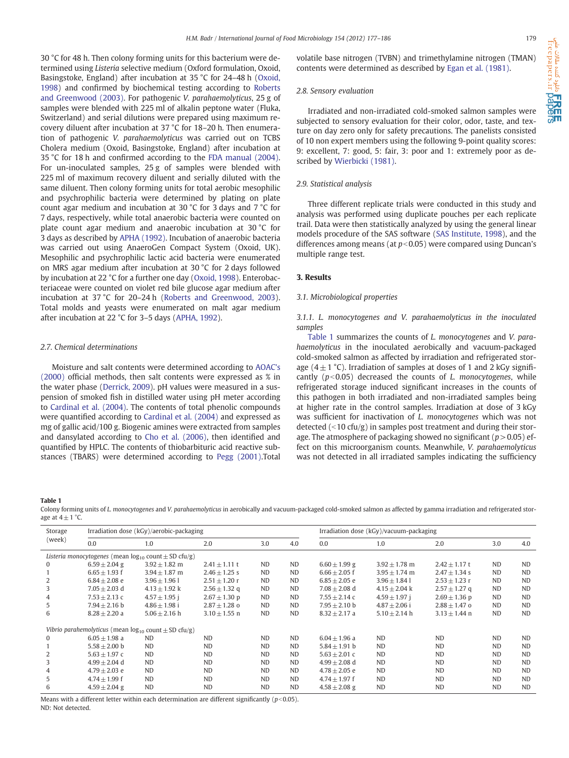30 °C for 48 h. Then colony forming units for this bacterium were determined using *Listeria* selective medium (Oxford formulation, Oxoid, Basingstoke, England) after incubation at 35 °C for 24–48 h (Oxoid, 1998) and confirmed by biochemical testing according to Roberts and Greenwood (2003). For pathogenic *V. parahaemolyticus*, 25 g of samples were blended with 225 ml of alkalin peptone water (Fluka, Switzerland) and serial dilutions were prepared using maximum recovery diluent after incubation at 37 °C for 18–20 h. Then enumeration of pathogenic *V. parahaemolyticus* was carried out on TCBS Cholera medium (Oxoid, Basingstoke, England) after incubation at 35 °C for 18 h and confirmed according to the FDA manual (2004). For un-inoculated samples, 25 g of samples were blended with 225 ml of maximum recovery diluent and serially diluted with the same diluent. Then colony forming units for total aerobic mesophilic and psychrophilic bacteria were determined by plating on plate count agar medium and incubation at 30 °C for 3 days and 7 °C for 7 days, respectively, while total anaerobic bacteria were counted on plate count agar medium and anaerobic incubation at 30 °C for 3 days as described by APHA (1992). Incubation of anaerobic bacteria was carried out using AnaeroGen Compact System (Oxoid, UK). Mesophilic and psychrophilic lactic acid bacteria were enumerated on MRS agar medium after incubation at 30 °C for 2 days followed by incubation at 22 °C for a further one day (Oxoid, 1998). Enterobacteriaceae were counted on violet red bile glucose agar medium after incubation at 37 °C for 20–24 h (Roberts and Greenwood, 2003). Total molds and yeasts were enumerated on malt agar medium after incubation at 22 °C for 3–5 days (APHA, 1992).

### 2.7. Chemical determinations

Moisture and salt contents were determined according to AOAC's (2000) official methods, then salt contents were expressed as % in the water phase (Derrick, 2009). pH values were measured in a suspension of smoked fish in distilled water using pH meter according to Cardinal et al. (2004). The contents of total phenolic compounds were quantified according to Cardinal et al. (2004) and expressed as mg of gallic acid/100 g. Biogenic amines were extracted from samples and dansylated according to Cho et al. (2006), then identified and quantified by HPLC. The contents of thiobarbituric acid reactive substances (TBARS) were determined according to Pegg (2001).Total volatile base nitrogen (TVBN) and trimethylamine nitrogen (TMAN) contents were determined as described by Egan et al. (1981).

### 2.8. Sensory evaluation

Irradiated and non-irradiated cold-smoked salmon samples were subjected to sensory evaluation for their color, odor, taste, and texture on day zero only for safety precautions. The panelists consisted of 10 non expert members using the following 9-point quality scores: 9: excellent, 7: good, 5: fair, 3: poor and 1: extremely poor as described by Wierbicki (1981).

### 2.9. Statistical analysis

Three different replicate trials were conducted in this study and analysis was performed using duplicate pouches per each replicate trail. Data were then statistically analyzed by using the general linear models procedure of the SAS software (SAS Institute, 1998), and the differences among means (at $p<0.05$) were compared using Duncan's multiple range test.

## 3. Results

### 3.1. Microbiological properties

#### 3.1.1. *L. monocytogenes* and *V. parahaemolyticus* in the inoculated samples

Table 1 summarizes the counts of *L. monocytogenes* and *V. parahaemolyticus* in the inoculated aerobically and vacuum-packaged cold-smoked salmon as affected by irradiation and refrigerated storage ($4 \pm 1$ °C). Irradiation of samples at doses of 1 and 2 kGy significantly ($p<0.05$) decreased the counts of *L. monocytogenes*, while refrigerated storage induced significant increases in the counts of this pathogen in both irradiated and non-irradiated samples being at higher rate in the control samples. Irradiation at dose of 3 kGy was sufficient for inactivation of *L. monocytogenes* which was not detected (<10 cfu/g) in samples post treatment and during their storage. The atmosphere of packaging showed no significant ($p>0.05$) effect on this microorganism counts. Meanwhile, *V. parahaemolyticus* was not detected in all irradiated samples indicating the sufficiency

**Table 1**
Colony forming units of *L. monocytogenes* and *V. parahaemolyticus* in aerobically and vacuum-packaged cold-smoked salmon as affected by gamma irradiation and refrigerated storage at $4 \pm 1$ °C.

| Storage (week) | Irradiation dose (kGy)/aerobic-packaging | | | | | Irradiation dose (kGy)/vacuum-packaging | | | | |
|---|---|---|---|---|---|---|---|---|---|---|
| | 0.0 | 1.0 | 2.0 | 3.0 | 4.0 | 0.0 | 1.0 | 2.0 | 3.0 | 4.0 |
| *Listeria monocytogenes* (mean $\log_{10}$ count ± SD cfu/g) | | | | | | | | | | |
| 0 | 6.59 ± 2.04 g | 3.92 ± 1.82 m | 2.41 ± 1.11 t | ND | ND | 6.60 ± 1.99 g | 3.92 ± 1.78 m | 2.42 ± 1.17 t | ND | ND |
| 1 | 6.65 ± 1.93 f | 3.94 ± 1.87 m | 2.46 ± 1.25 s | ND | ND | 6.66 ± 2.05 f | 3.95 ± 1.74 m | 2.47 ± 1.34 s | ND | ND |
| 2 | 6.84 ± 2.08 e | 3.96 ± 1.96 l | 2.51 ± 1.20 r | ND | ND | 6.85 ± 2.05 e | 3.96 ± 1.84 l | 2.53 ± 1.23 r | ND | ND |
| 3 | 7.05 ± 2.03 d | 4.13 ± 1.92 k | 2.56 ± 1.32 q | ND | ND | 7.08 ± 2.08 d | 4.15 ± 2.04 k | 2.57 ± 1.27 q | ND | ND |
| 4 | 7.53 ± 2.13 c | 4.57 ± 1.95 j | 2.67 ± 1.30 p | ND | ND | 7.55 ± 2.14 c | 4.59 ± 1.97 j | 2.69 ± 1.36 p | ND | ND |
| 5 | 7.94 ± 2.16 b | 4.86 ± 1.98 i | 2.87 ± 1.28 o | ND | ND | 7.95 ± 2.10 b | 4.87 ± 2.06 i | 2.88 ± 1.47 o | ND | ND |
| 6 | 8.28 ± 2.20 a | 5.06 ± 2.16 h | 3.10 ± 1.55 n | ND | ND | 8.32 ± 2.17 a | 5.10 ± 2.14 h | 3.13 ± 1.44 n | ND | ND |
| *Vibrio parahemolyticus* (mean $\log_{10}$ count ± SD cfu/g) | | | | | | | | | | |
| 0 | 6.05 ± 1.98 a | ND | ND | ND | ND | 6.04 ± 1.96 a | ND | ND | ND | ND |
| 1 | 5.58 ± 2.00 b | ND | ND | ND | ND | 5.84 ± 1.91 b | ND | ND | ND | ND |
| 2 | 5.63 ± 1.97 c | ND | ND | ND | ND | 5.63 ± 2.01 c | ND | ND | ND | ND |
| 3 | 4.99 ± 2.04 d | ND | ND | ND | ND | 4.99 ± 2.08 d | ND | ND | ND | ND |
| 4 | 4.79 ± 2.03 e | ND | ND | ND | ND | 4.78 ± 2.05 e | ND | ND | ND | ND |
| 5 | 4.74 ± 1.99 f | ND | ND | ND | ND | 4.74 ± 1.97 f | ND | ND | ND | ND |
| 6 | 4.59 ± 2.04 g | ND | ND | ND | ND | 4.58 ± 2.08 g | ND | ND | ND | ND |

Means with a different letter within each determination are different significantly ($p<0.05$).
ND: Not detected.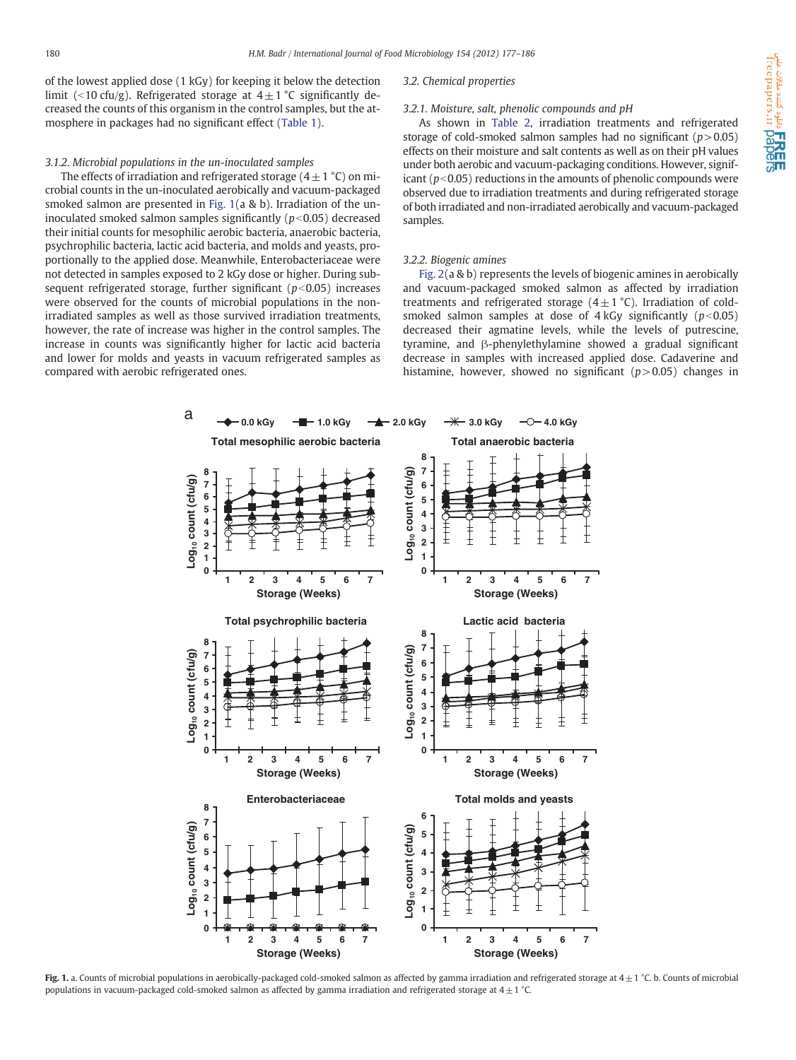of the lowest applied dose (1 kGy) for keeping it below the detection limit (<10 cfu/g). Refrigerated storage at 4 ± 1 °C significantly decreased the counts of this organism in the control samples, but the atmosphere in packages had no significant effect (Table 1).

#### 3.1.2. Microbial populations in the un-inoculated samples

The effects of irradiation and refrigerated storage (4 ± 1 °C) on microbial counts in the un-inoculated aerobically and vacuum-packaged smoked salmon are presented in Fig. 1(a & b). Irradiation of the un-inoculated smoked salmon samples significantly ($p < 0.05$) decreased their initial counts for mesophilic aerobic bacteria, anaerobic bacteria, psychrophilic bacteria, lactic acid bacteria, and molds and yeasts, proportionally to the applied dose. Meanwhile, Enterobacteriaceae were not detected in samples exposed to 2 kGy dose or higher. During subsequent refrigerated storage, further significant ($p < 0.05$) increases were observed for the counts of microbial populations in the non-irradiated samples as well as those survived irradiation treatments, however, the rate of increase was higher in the control samples. The increase in counts was significantly higher for lactic acid bacteria and lower for molds and yeasts in vacuum refrigerated samples as compared with aerobic refrigerated ones.

### 3.2. Chemical properties

#### 3.2.1. Moisture, salt, phenolic compounds and pH

As shown in Table 2, irradiation treatments and refrigerated storage of cold-smoked salmon samples had no significant ($p > 0.05$) effects on their moisture and salt contents as well as on their pH values under both aerobic and vacuum-packaging conditions. However, significant ($p < 0.05$) reductions in the amounts of phenolic compounds were observed due to irradiation treatments and during refrigerated storage of both irradiated and non-irradiated aerobically and vacuum-packaged samples.

#### 3.2.2. Biogenic amines

Fig. 2(a & b) represents the levels of biogenic amines in aerobically and vacuum-packaged smoked salmon as affected by irradiation treatments and refrigerated storage (4 ± 1 °C). Irradiation of cold-smoked salmon samples at dose of 4 kGy significantly ($p < 0.05$) decreased their agmatine levels, while the levels of putrescine, tyramine, and β-phenylethylamine showed a gradual significant decrease in samples with increased applied dose. Cadaverine and histamine, however, showed no significant ($p > 0.05$) changes in

**Fig. 1.** a. Counts of microbial populations in aerobically-packaged cold-smoked salmon as affected by gamma irradiation and refrigerated storage at 4 ± 1 °C. b. Counts of microbial populations in vacuum-packaged cold-smoked salmon as affected by gamma irradiation and refrigerated storage at 4 ± 1 °C.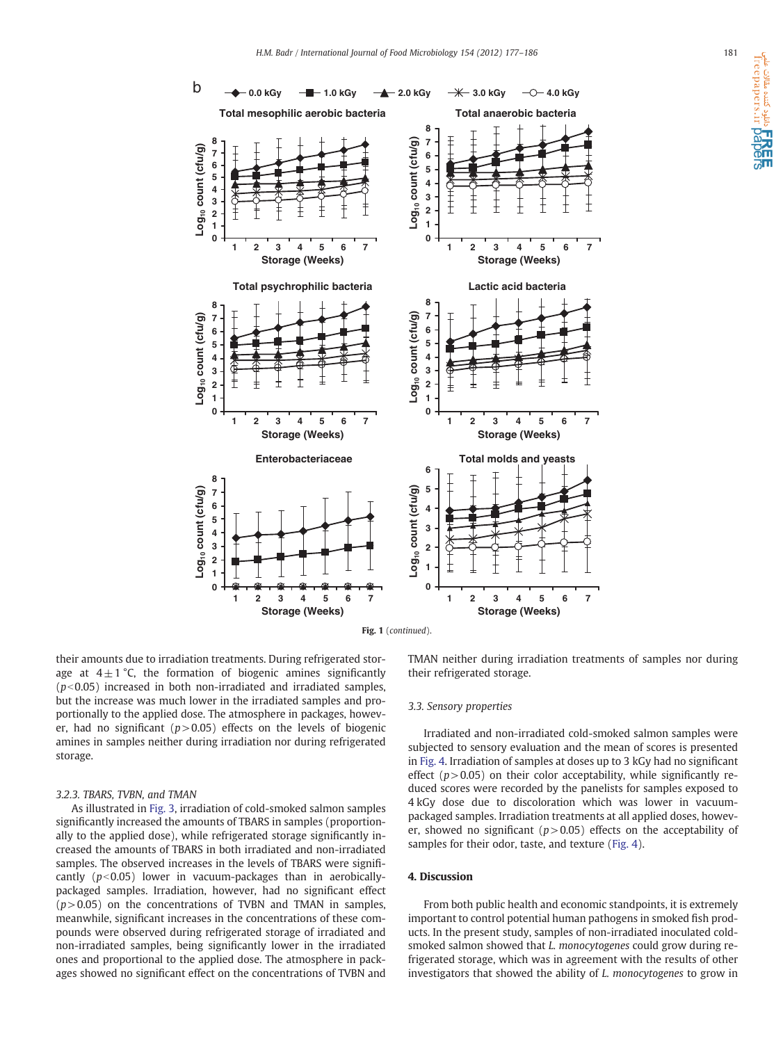Fig. 1 (*continued*).

their amounts due to irradiation treatments. During refrigerated storage at $4 \pm 1$ °C, the formation of biogenic amines significantly ($p < 0.05$) increased in both non-irradiated and irradiated samples, but the increase was much lower in the irradiated samples and proportionally to the applied dose. The atmosphere in packages, however, had no significant ($p > 0.05$) effects on the levels of biogenic amines in samples neither during irradiation nor during refrigerated storage.

#### 3.2.3. TBARS, TVBN, and TMAN

As illustrated in Fig. 3, irradiation of cold-smoked salmon samples significantly increased the amounts of TBARS in samples (proportionally to the applied dose), while refrigerated storage significantly increased the amounts of TBARS in both irradiated and non-irradiated samples. The observed increases in the levels of TBARS were significantly ($p < 0.05$) lower in vacuum-packages than in aerobically-packaged samples. Irradiation, however, had no significant effect ($p > 0.05$) on the concentrations of TVBN and TMAN in samples, meanwhile, significant increases in the concentrations of these compounds were observed during refrigerated storage of irradiated and non-irradiated samples, being significantly lower in the irradiated ones and proportional to the applied dose. The atmosphere in packages showed no significant effect on the concentrations of TVBN and TMAN neither during irradiation treatments of samples nor during their refrigerated storage.

### 3.3. Sensory properties

Irradiated and non-irradiated cold-smoked salmon samples were subjected to sensory evaluation and the mean of scores is presented in Fig. 4. Irradiation of samples at doses up to 3 kGy had no significant effect ($p > 0.05$) on their color acceptability, while significantly reduced scores were recorded by the panelists for samples exposed to 4 kGy dose due to discoloration which was lower in vacuum-packaged samples. Irradiation treatments at all applied doses, however, showed no significant ($p > 0.05$) effects on the acceptability of samples for their odor, taste, and texture (Fig. 4).

## 4. Discussion

From both public health and economic standpoints, it is extremely important to control potential human pathogens in smoked fish products. In the present study, samples of non-irradiated inoculated cold-smoked salmon showed that *L. monocytogenes* could grow during refrigerated storage, which was in agreement with the results of other investigators that showed the ability of *L. monocytogenes* to grow in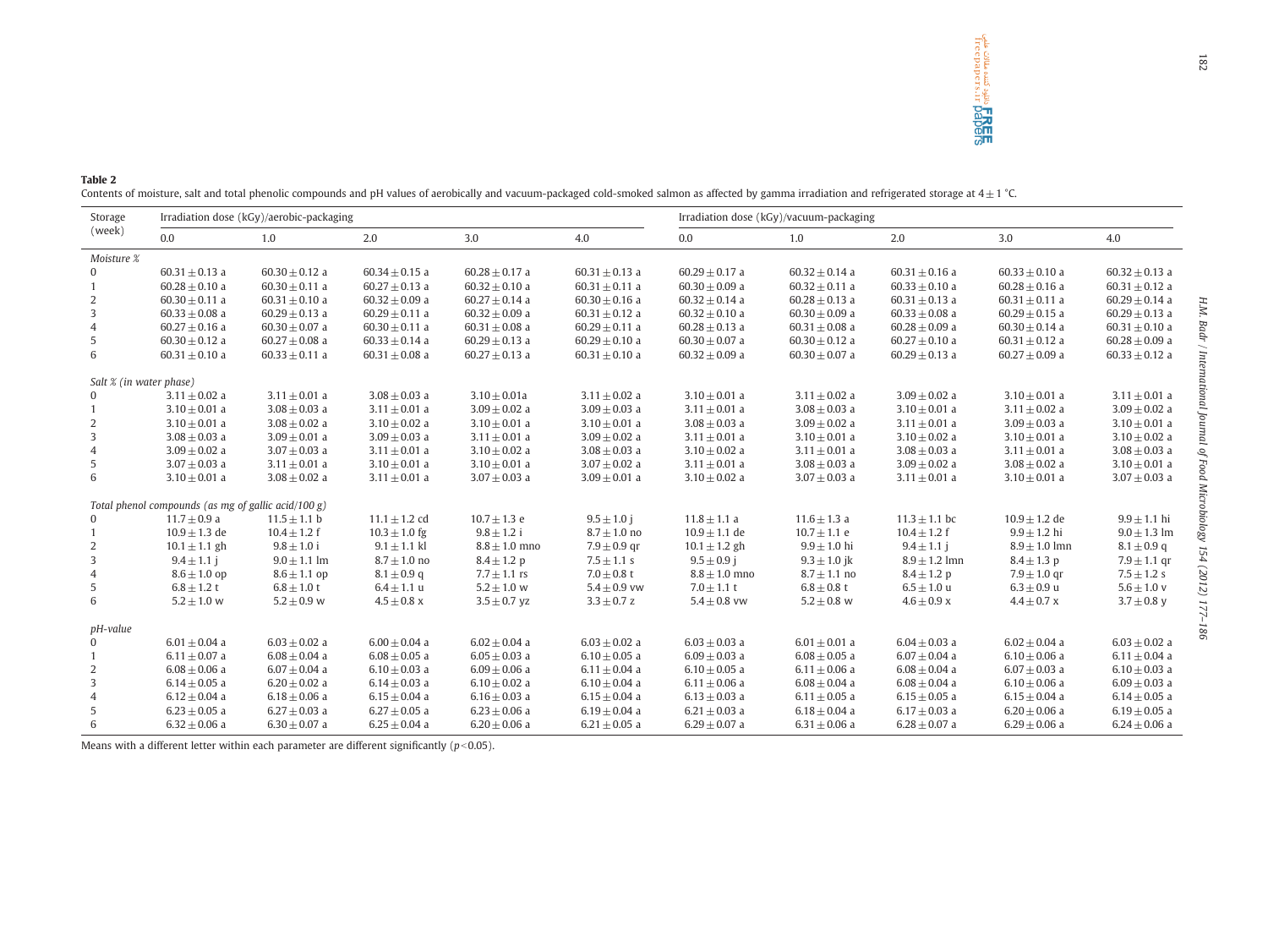**Table 2**
Contents of moisture, salt and total phenolic compounds and pH values of aerobically and vacuum-packaged cold-smoked salmon as affected by gamma irradiation and refrigerated storage at 4 ± 1 °C.

| Storage (week) | Irradiation dose (kGy)/aerobic-packaging | | | | | Irradiation dose (kGy)/vacuum-packaging | | | | |
|---|---|---|---|---|---|---|---|---|---|---|
| | 0.0 | 1.0 | 2.0 | 3.0 | 4.0 | 0.0 | 1.0 | 2.0 | 3.0 | 4.0 |
| *Moisture %* | | | | | | | | | | |
| 0 | 60.31 ± 0.13 a | 60.30 ± 0.12 a | 60.34 ± 0.15 a | 60.28 ± 0.17 a | 60.31 ± 0.13 a | 60.29 ± 0.17 a | 60.32 ± 0.14 a | 60.31 ± 0.16 a | 60.33 ± 0.10 a | 60.32 ± 0.13 a |
| 1 | 60.28 ± 0.10 a | 60.30 ± 0.11 a | 60.27 ± 0.13 a | 60.32 ± 0.10 a | 60.31 ± 0.11 a | 60.30 ± 0.09 a | 60.32 ± 0.11 a | 60.33 ± 0.10 a | 60.28 ± 0.16 a | 60.31 ± 0.12 a |
| 2 | 60.30 ± 0.11 a | 60.31 ± 0.10 a | 60.32 ± 0.09 a | 60.27 ± 0.14 a | 60.30 ± 0.16 a | 60.32 ± 0.14 a | 60.28 ± 0.13 a | 60.31 ± 0.13 a | 60.31 ± 0.11 a | 60.29 ± 0.14 a |
| 3 | 60.33 ± 0.08 a | 60.29 ± 0.13 a | 60.29 ± 0.11 a | 60.32 ± 0.09 a | 60.31 ± 0.12 a | 60.32 ± 0.10 a | 60.30 ± 0.09 a | 60.33 ± 0.08 a | 60.29 ± 0.15 a | 60.29 ± 0.13 a |
| 4 | 60.27 ± 0.16 a | 60.30 ± 0.07 a | 60.30 ± 0.11 a | 60.31 ± 0.08 a | 60.29 ± 0.11 a | 60.28 ± 0.13 a | 60.31 ± 0.08 a | 60.28 ± 0.09 a | 60.30 ± 0.14 a | 60.31 ± 0.10 a |
| 5 | 60.30 ± 0.12 a | 60.27 ± 0.08 a | 60.33 ± 0.14 a | 60.29 ± 0.13 a | 60.29 ± 0.10 a | 60.30 ± 0.07 a | 60.30 ± 0.12 a | 60.27 ± 0.10 a | 60.31 ± 0.12 a | 60.28 ± 0.09 a |
| 6 | 60.31 ± 0.10 a | 60.33 ± 0.11 a | 60.31 ± 0.08 a | 60.27 ± 0.13 a | 60.31 ± 0.10 a | 60.32 ± 0.09 a | 60.30 ± 0.07 a | 60.29 ± 0.13 a | 60.27 ± 0.09 a | 60.33 ± 0.12 a |
| *Salt % (in water phase)* | | | | | | | | | | |
| 0 | 3.11 ± 0.02 a | 3.11 ± 0.01 a | 3.08 ± 0.03 a | 3.10 ± 0.01a | 3.11 ± 0.02 a | 3.10 ± 0.01 a | 3.11 ± 0.02 a | 3.09 ± 0.02 a | 3.10 ± 0.01 a | 3.11 ± 0.01 a |
| 1 | 3.10 ± 0.01 a | 3.08 ± 0.03 a | 3.11 ± 0.01 a | 3.09 ± 0.02 a | 3.09 ± 0.03 a | 3.11 ± 0.01 a | 3.08 ± 0.03 a | 3.10 ± 0.01 a | 3.11 ± 0.02 a | 3.09 ± 0.02 a |
| 2 | 3.10 ± 0.01 a | 3.08 ± 0.02 a | 3.10 ± 0.02 a | 3.10 ± 0.01 a | 3.10 ± 0.01 a | 3.08 ± 0.03 a | 3.09 ± 0.02 a | 3.11 ± 0.01 a | 3.09 ± 0.03 a | 3.10 ± 0.01 a |
| 3 | 3.08 ± 0.03 a | 3.09 ± 0.01 a | 3.09 ± 0.03 a | 3.11 ± 0.01 a | 3.09 ± 0.02 a | 3.11 ± 0.01 a | 3.10 ± 0.01 a | 3.10 ± 0.02 a | 3.10 ± 0.01 a | 3.10 ± 0.02 a |
| 4 | 3.09 ± 0.02 a | 3.07 ± 0.03 a | 3.11 ± 0.01 a | 3.10 ± 0.02 a | 3.08 ± 0.03 a | 3.10 ± 0.02 a | 3.11 ± 0.01 a | 3.08 ± 0.03 a | 3.11 ± 0.01 a | 3.08 ± 0.03 a |
| 5 | 3.07 ± 0.03 a | 3.11 ± 0.01 a | 3.10 ± 0.01 a | 3.10 ± 0.01 a | 3.07 ± 0.02 a | 3.11 ± 0.01 a | 3.08 ± 0.03 a | 3.09 ± 0.02 a | 3.08 ± 0.02 a | 3.10 ± 0.01 a |
| 6 | 3.10 ± 0.01 a | 3.08 ± 0.02 a | 3.11 ± 0.01 a | 3.07 ± 0.03 a | 3.09 ± 0.01 a | 3.10 ± 0.02 a | 3.07 ± 0.03 a | 3.11 ± 0.01 a | 3.10 ± 0.01 a | 3.07 ± 0.03 a |
| *Total phenol compounds (as mg of gallic acid/100 g)* | | | | | | | | | | |
| 0 | 11.7 ± 0.9 a | 11.5 ± 1.1 b | 11.1 ± 1.2 cd | 10.7 ± 1.3 e | 9.5 ± 1.0 j | 11.8 ± 1.1 a | 11.6 ± 1.3 a | 11.3 ± 1.1 bc | 10.9 ± 1.2 de | 9.9 ± 1.1 hi |
| 1 | 10.9 ± 1.3 de | 10.4 ± 1.2 f | 10.3 ± 1.0 fg | 9.8 ± 1.2 i | 8.7 ± 1.0 no | 10.9 ± 1.1 de | 10.7 ± 1.1 e | 10.4 ± 1.2 f | 9.9 ± 1.2 hi | 9.0 ± 1.3 lm |
| 2 | 10.1 ± 1.1 gh | 9.8 ± 1.0 i | 9.1 ± 1.1 kl | 8.8 ± 1.0 mno | 7.9 ± 0.9 qr | 10.1 ± 1.2 gh | 9.9 ± 1.0 hi | 9.4 ± 1.1 j | 8.9 ± 1.0 lmn | 8.1 ± 0.9 q |
| 3 | 9.4 ± 1.1 j | 9.0 ± 1.1 lm | 8.7 ± 1.0 no | 8.4 ± 1.2 p | 7.5 ± 1.1 s | 9.5 ± 0.9 j | 9.3 ± 1.0 jk | 8.9 ± 1.2 lmn | 8.4 ± 1.3 p | 7.9 ± 1.1 qr |
| 4 | 8.6 ± 1.0 op | 8.6 ± 1.1 op | 8.1 ± 0.9 q | 7.7 ± 1.1 rs | 7.0 ± 0.8 t | 8.8 ± 1.0 mno | 8.7 ± 1.1 no | 8.4 ± 1.2 p | 7.9 ± 1.0 qr | 7.5 ± 1.2 s |
| 5 | 6.8 ± 1.2 t | 6.8 ± 1.0 t | 6.4 ± 1.1 u | 5.2 ± 1.0 w | 5.4 ± 0.9 vw | 7.0 ± 1.1 t | 6.8 ± 0.8 t | 6.5 ± 1.0 u | 6.3 ± 0.9 u | 5.6 ± 1.0 v |
| 6 | 5.2 ± 1.0 w | 5.2 ± 0.9 w | 4.5 ± 0.8 x | 3.5 ± 0.7 yz | 3.3 ± 0.7 z | 5.4 ± 0.8 vw | 5.2 ± 0.8 w | 4.6 ± 0.9 x | 4.4 ± 0.7 x | 3.7 ± 0.8 y |
| *pH-value* | | | | | | | | | | |
| 0 | 6.01 ± 0.04 a | 6.03 ± 0.02 a | 6.00 ± 0.04 a | 6.02 ± 0.04 a | 6.03 ± 0.02 a | 6.03 ± 0.03 a | 6.01 ± 0.01 a | 6.04 ± 0.03 a | 6.02 ± 0.04 a | 6.03 ± 0.02 a |
| 1 | 6.11 ± 0.07 a | 6.08 ± 0.04 a | 6.08 ± 0.05 a | 6.05 ± 0.03 a | 6.10 ± 0.05 a | 6.09 ± 0.03 a | 6.08 ± 0.05 a | 6.07 ± 0.04 a | 6.10 ± 0.06 a | 6.11 ± 0.04 a |
| 2 | 6.08 ± 0.06 a | 6.07 ± 0.04 a | 6.10 ± 0.03 a | 6.09 ± 0.06 a | 6.11 ± 0.04 a | 6.10 ± 0.05 a | 6.11 ± 0.06 a | 6.08 ± 0.04 a | 6.07 ± 0.03 a | 6.10 ± 0.03 a |
| 3 | 6.14 ± 0.05 a | 6.20 ± 0.02 a | 6.14 ± 0.03 a | 6.10 ± 0.02 a | 6.10 ± 0.04 a | 6.11 ± 0.06 a | 6.08 ± 0.04 a | 6.08 ± 0.04 a | 6.10 ± 0.06 a | 6.09 ± 0.03 a |
| 4 | 6.12 ± 0.04 a | 6.18 ± 0.06 a | 6.15 ± 0.04 a | 6.16 ± 0.03 a | 6.15 ± 0.04 a | 6.13 ± 0.03 a | 6.11 ± 0.05 a | 6.15 ± 0.05 a | 6.15 ± 0.04 a | 6.14 ± 0.05 a |
| 5 | 6.23 ± 0.05 a | 6.27 ± 0.03 a | 6.27 ± 0.05 a | 6.23 ± 0.06 a | 6.19 ± 0.04 a | 6.21 ± 0.03 a | 6.18 ± 0.04 a | 6.17 ± 0.03 a | 6.20 ± 0.06 a | 6.19 ± 0.05 a |
| 6 | 6.32 ± 0.06 a | 6.30 ± 0.07 a | 6.25 ± 0.04 a | 6.20 ± 0.06 a | 6.21 ± 0.05 a | 6.29 ± 0.07 a | 6.31 ± 0.06 a | 6.28 ± 0.07 a | 6.29 ± 0.06 a | 6.24 ± 0.06 a |

Means with a different letter within each parameter are different significantly ($p < 0.05$).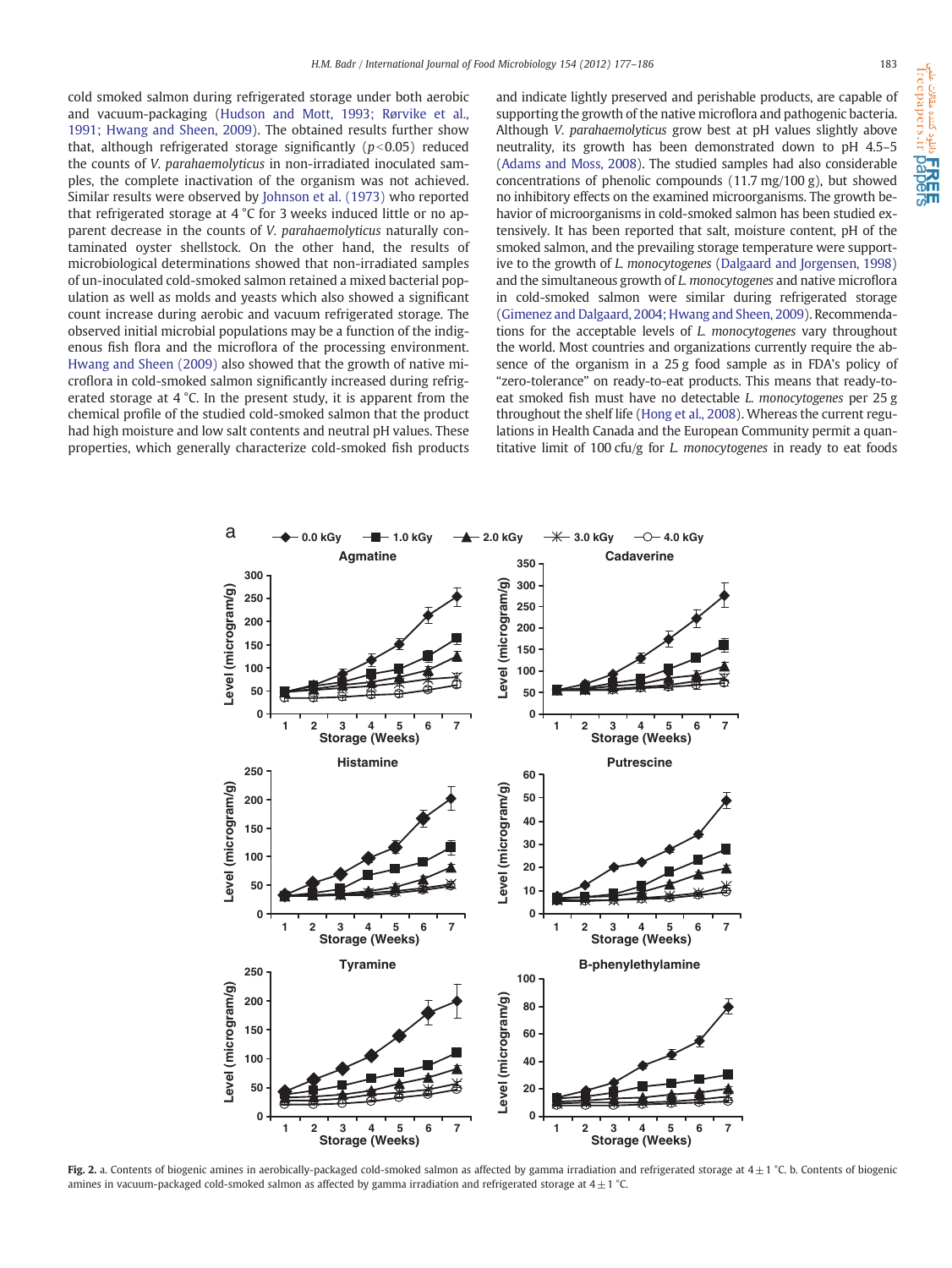cold smoked salmon during refrigerated storage under both aerobic and vacuum-packaging (Hudson and Mott, 1993; Rørvike et al., 1991; Hwang and Sheen, 2009). The obtained results further show that, although refrigerated storage significantly ($p<0.05$) reduced the counts of *V. parahaemolyticus* in non-irradiated inoculated samples, the complete inactivation of the organism was not achieved. Similar results were observed by Johnson et al. (1973) who reported that refrigerated storage at 4 °C for 3 weeks induced little or no apparent decrease in the counts of *V. parahaemolyticus* naturally contaminated oyster shellstock. On the other hand, the results of microbiological determinations showed that non-irradiated samples of un-inoculated cold-smoked salmon retained a mixed bacterial population as well as molds and yeasts which also showed a significant count increase during aerobic and vacuum refrigerated storage. The observed initial microbial populations may be a function of the indigenous fish flora and the microflora of the processing environment. Hwang and Sheen (2009) also showed that the growth of native microflora in cold-smoked salmon significantly increased during refrigerated storage at 4 °C. In the present study, it is apparent from the chemical profile of the studied cold-smoked salmon that the product had high moisture and low salt contents and neutral pH values. These properties, which generally characterize cold-smoked fish products and indicate lightly preserved and perishable products, are capable of supporting the growth of the native microflora and pathogenic bacteria. Although *V. parahaemolyticus* grow best at pH values slightly above neutrality, its growth has been demonstrated down to pH 4.5–5 (Adams and Moss, 2008). The studied samples had also considerable concentrations of phenolic compounds (11.7 mg/100 g), but showed no inhibitory effects on the examined microorganisms. The growth behavior of microorganisms in cold-smoked salmon has been studied extensively. It has been reported that salt, moisture content, pH of the smoked salmon, and the prevailing storage temperature were supportive to the growth of *L. monocytogenes* (Dalgaard and Jorgensen, 1998) and the simultaneous growth of *L. monocytogenes* and native microflora in cold-smoked salmon were similar during refrigerated storage (Gimenez and Dalgaard, 2004; Hwang and Sheen, 2009). Recommendations for the acceptable levels of *L. monocytogenes* vary throughout the world. Most countries and organizations currently require the absence of the organism in a 25 g food sample as in FDA's policy of "zero-tolerance" on ready-to-eat products. This means that ready-to-eat smoked fish must have no detectable *L. monocytogenes* per 25 g throughout the shelf life (Hong et al., 2008). Whereas the current regulations in Health Canada and the European Community permit a quantitative limit of 100 cfu/g for *L. monocytogenes* in ready to eat foods

**Fig. 2.** a. Contents of biogenic amines in aerobically-packaged cold-smoked salmon as affected by gamma irradiation and refrigerated storage at 4 ± 1 °C. b. Contents of biogenic amines in vacuum-packaged cold-smoked salmon as affected by gamma irradiation and refrigerated storage at 4 ± 1 °C.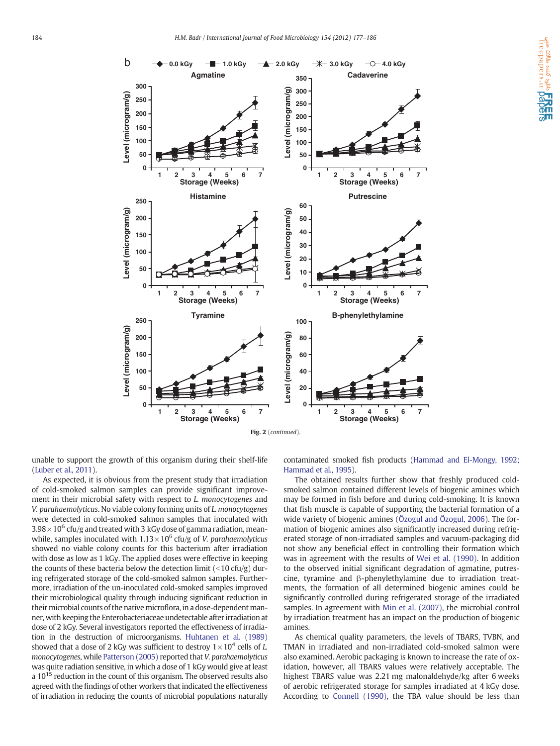Fig. 2 (*continued*).

unable to support the growth of this organism during their shelf-life (Luber et al., 2011).

As expected, it is obvious from the present study that irradiation of cold-smoked salmon samples can provide significant improvement in their microbial safety with respect to *L. monocytogenes* and *V. parahaemolyticus*. No viable colony forming units of *L. monocytogenes* were detected in cold-smoked salmon samples that inoculated with $3.98 \times 10^6$ cfu/g and treated with 3 kGy dose of gamma radiation, meanwhile, samples inoculated with $1.13 \times 10^6$ cfu/g of *V. parahaemolyticus* showed no viable colony counts for this bacterium after irradiation with dose as low as 1 kGy. The applied doses were effective in keeping the counts of these bacteria below the detection limit (<10 cfu/g) during refrigerated storage of the cold-smoked salmon samples. Furthermore, irradiation of the un-inoculated cold-smoked samples improved their microbiological quality through inducing significant reduction in their microbial counts of the native microflora, in a dose-dependent manner, with keeping the Enterobacteriaceae undetectable after irradiation at dose of 2 kGy. Several investigators reported the effectiveness of irradiation in the destruction of microorganisms. Huhtanen et al. (1989) showed that a dose of 2 kGy was sufficient to destroy $1 \times 10^4$ cells of *L. monocytogenes*, while Patterson (2005) reported that *V. parahaemolyticus* was quite radiation sensitive, in which a dose of 1 kGy would give at least a $10^{15}$ reduction in the count of this organism. The observed results also agreed with the findings of other workers that indicated the effectiveness of irradiation in reducing the counts of microbial populations naturally contaminated smoked fish products (Hammad and El-Mongy, 1992; Hammad et al., 1995).

The obtained results further show that freshly produced cold-smoked salmon contained different levels of biogenic amines which may be formed in fish before and during cold-smoking. It is known that fish muscle is capable of supporting the bacterial formation of a wide variety of biogenic amines (Özogul and Özogul, 2006). The formation of biogenic amines also significantly increased during refrigerated storage of non-irradiated samples and vacuum-packaging did not show any beneficial effect in controlling their formation which was in agreement with the results of Wei et al. (1990). In addition to the observed initial significant degradation of agmatine, putrescine, tyramine and β-phenylethylamine due to irradiation treatments, the formation of all determined biogenic amines could be significantly controlled during refrigerated storage of the irradiated samples. In agreement with Min et al. (2007), the microbial control by irradiation treatment has an impact on the production of biogenic amines.

As chemical quality parameters, the levels of TBARS, TVBN, and TMAN in irradiated and non-irradiated cold-smoked salmon were also examined. Aerobic packaging is known to increase the rate of oxidation, however, all TBARS values were relatively acceptable. The highest TBARS value was 2.21 mg malonaldehyde/kg after 6 weeks of aerobic refrigerated storage for samples irradiated at 4 kGy dose. According to Connell (1990), the TBA value should be less than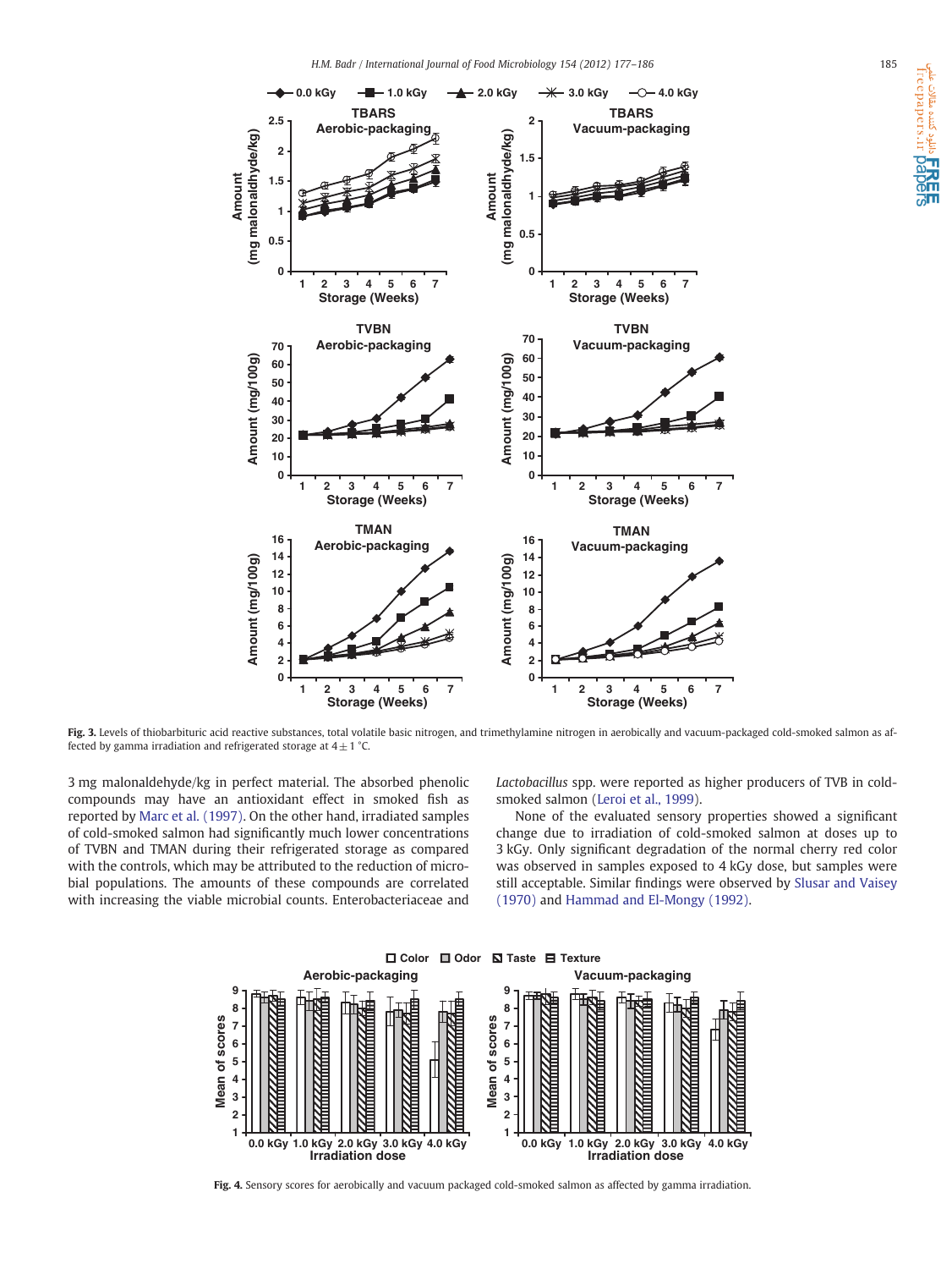Fig. 3. Levels of thiobarbituric acid reactive substances, total volatile basic nitrogen, and trimethylamine nitrogen in aerobically and vacuum-packaged cold-smoked salmon as affected by gamma irradiation and refrigerated storage at $4 \pm 1$ °C.

3 mg malonaldehyde/kg in perfect material. The absorbed phenolic compounds may have an antioxidant effect in smoked fish as reported by Marc et al. (1997). On the other hand, irradiated samples of cold-smoked salmon had significantly much lower concentrations of TVBN and TMAN during their refrigerated storage as compared with the controls, which may be attributed to the reduction of microbial populations. The amounts of these compounds are correlated with increasing the viable microbial counts. Enterobacteriaceae and *Lactobacillus* spp. were reported as higher producers of TVB in cold-smoked salmon (Leroi et al., 1999).

None of the evaluated sensory properties showed a significant change due to irradiation of cold-smoked salmon at doses up to 3 kGy. Only significant degradation of the normal cherry red color was observed in samples exposed to 4 kGy dose, but samples were still acceptable. Similar findings were observed by Slusar and Vaisey (1970) and Hammad and El-Mongy (1992).

Fig. 4. Sensory scores for aerobically and vacuum packaged cold-smoked salmon as affected by gamma irradiation.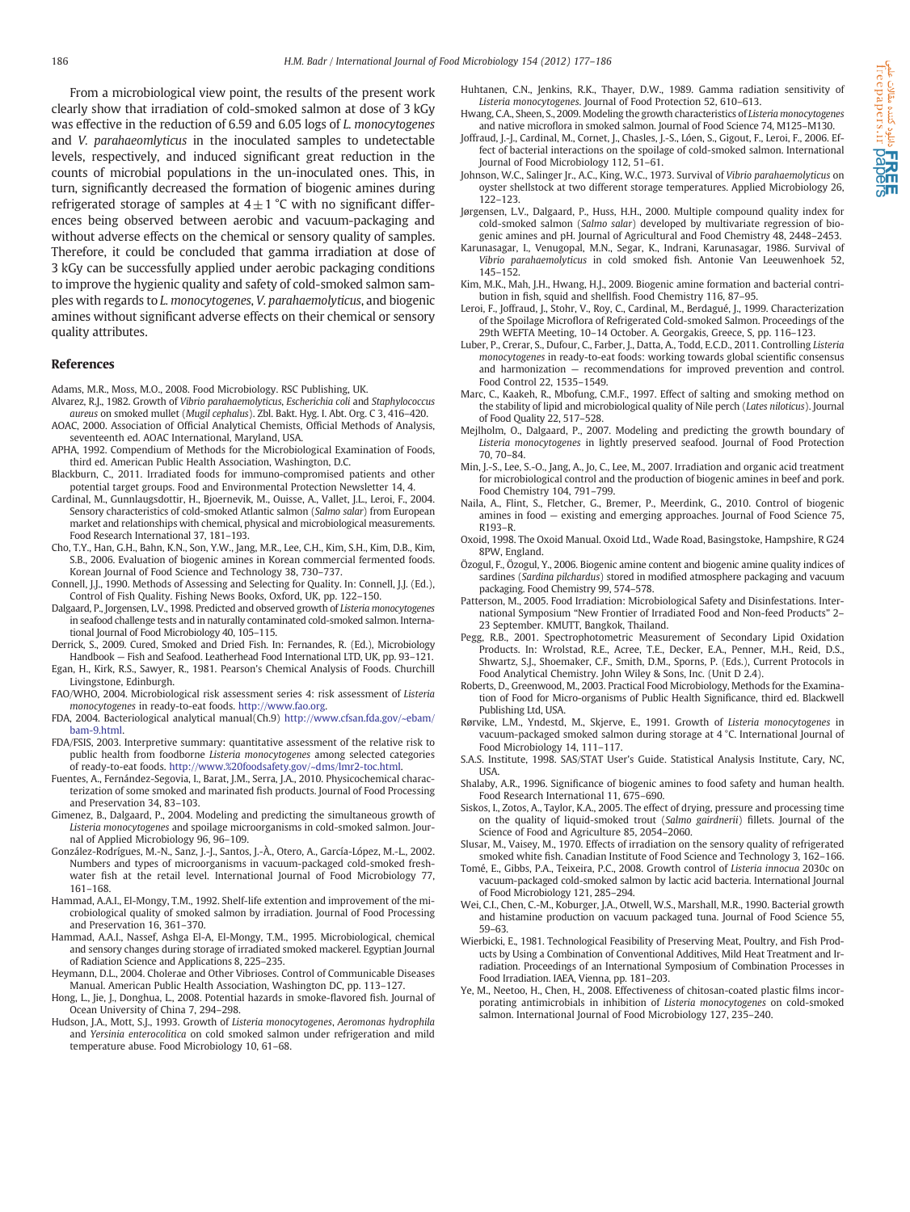From a microbiological view point, the results of the present work clearly show that irradiation of cold-smoked salmon at dose of 3 kGy was effective in the reduction of 6.59 and 6.05 logs of *L. monocytogenes* and *V. parahaeomlyticus* in the inoculated samples to undetectable levels, respectively, and induced significant great reduction in the counts of microbial populations in the un-inoculated ones. This, in turn, significantly decreased the formation of biogenic amines during refrigerated storage of samples at $4 \pm 1$ °C with no significant differences being observed between aerobic and vacuum-packaging and without adverse effects on the chemical or sensory quality of samples. Therefore, it could be concluded that gamma irradiation at dose of 3 kGy can be successfully applied under aerobic packaging conditions to improve the hygienic quality and safety of cold-smoked salmon samples with regards to *L. monocytogenes*, *V. parahaemolyticus*, and biogenic amines without significant adverse effects on their chemical or sensory quality attributes.

## References

Adams, M.R., Moss, M.O., 2008. Food Microbiology. RSC Publishing, UK.

Alvarez, R.J., 1982. Growth of *Vibrio parahaemolyticus*, *Escherichia coli* and *Staphylococcus aureus* on smoked mullet (*Mugil cephalus*). Zbl. Bakt. Hyg. I. Abt. Org. C 3, 416–420.

AOAC, 2000. Association of Official Analytical Chemists, Official Methods of Analysis, seventeenth ed. AOAC International, Maryland, USA.

APHA, 1992. Compendium of Methods for the Microbiological Examination of Foods, third ed. American Public Health Association, Washington, D.C.

Blackburn, C., 2011. Irradiated foods for immuno-compromised patients and other potential target groups. Food and Environmental Protection Newsletter 14, 4.

Cardinal, M., Gunnlaugsdottir, H., Bjoernevik, M., Ouisse, A., Vallet, J.L., Leroi, F., 2004. Sensory characteristics of cold-smoked Atlantic salmon (*Salmo salar*) from European market and relationships with chemical, physical and microbiological measurements. Food Research International 37, 181–193.

Cho, T.Y., Han, G.H., Bahn, K.N., Son, Y.W., Jang, M.R., Lee, C.H., Kim, S.H., Kim, D.B., Kim, S.B., 2006. Evaluation of biogenic amines in Korean commercial fermented foods. Korean Journal of Food Science and Technology 38, 730–737.

Connell, J.J., 1990. Methods of Assessing and Selecting for Quality. In: Connell, J.J. (Ed.), Control of Fish Quality. Fishing News Books, Oxford, UK, pp. 122–150.

Dalgaard, P., Jorgensen, L.V., 1998. Predicted and observed growth of *Listeria monocytogenes* in seafood challenge tests and in naturally contaminated cold-smoked salmon. International Journal of Food Microbiology 40, 105–115.

Derrick, S., 2009. Cured, Smoked and Dried Fish. In: Fernandes, R. (Ed.), Microbiology Handbook — Fish and Seafood. Leatherhead Food International LTD, UK, pp. 93–121.

Egan, H., Kirk, R.S., Sawyer, R., 1981. Pearson's Chemical Analysis of Foods. Churchill Livingstone, Edinburgh.

FAO/WHO, 2004. Microbiological risk assessment series 4: risk assessment of *Listeria monocytogenes* in ready-to-eat foods. http://www.fao.org.

FDA, 2004. Bacteriological analytical manual(Ch.9) http://www.cfsan.fda.gov/~ebam/bam-9.html.

FDA/FSIS, 2003. Interpretive summary: quantitative assessment of the relative risk to public health from foodborne *Listeria monocytogenes* among selected categories of ready-to-eat foods. http://www.%20foodsafety.gov/~dms/lmr2-toc.html.

Fuentes, A., Fernández-Segovia, I., Barat, J.M., Serra, J.A., 2010. Physicochemical characterization of some smoked and marinated fish products. Journal of Food Processing and Preservation 34, 83–103.

Gimenez, B., Dalgaard, P., 2004. Modeling and predicting the simultaneous growth of *Listeria monocytogenes* and spoilage microorganisms in cold-smoked salmon. Journal of Applied Microbiology 96, 96–109.

González-Rodrígues, M.-N., Sanz, J.-J., Santos, J.-À., Otero, A., García-López, M.-L., 2002. Numbers and types of microorganisms in vacuum-packaged cold-smoked freshwater fish at the retail level. International Journal of Food Microbiology 77, 161–168.

Hammad, A.A.I., El-Mongy, T.M., 1992. Shelf-life extention and improvement of the microbiological quality of smoked salmon by irradiation. Journal of Food Processing and Preservation 16, 361–370.

Hammad, A.A.I., Nassef, Ashga El-A, El-Mongy, T.M., 1995. Microbiological, chemical and sensory changes during storage of irradiated smoked mackerel. Egyptian Journal of Radiation Science and Applications 8, 225–235.

Heymann, D.L., 2004. Cholerae and Other Vibrioses. Control of Communicable Diseases Manual. American Public Health Association, Washington DC, pp. 113–127.

Hong, L., Jie, J., Donghua, L., 2008. Potential hazards in smoke-flavored fish. Journal of Ocean University of China 7, 294–298.

Hudson, J.A., Mott, S.J., 1993. Growth of *Listeria monocytogenes*, *Aeromonas hydrophila* and *Yersinia enterocolitica* on cold smoked salmon under refrigeration and mild temperature abuse. Food Microbiology 10, 61–68.

Huhtanen, C.N., Jenkins, R.K., Thayer, D.W., 1989. Gamma radiation sensitivity of *Listeria monocytogenes*. Journal of Food Protection 52, 610–613.

Hwang, C.A., Sheen, S., 2009. Modeling the growth characteristics of *Listeria monocytogenes* and native microflora in smoked salmon. Journal of Food Science 74, M125–M130.

Joffraud, J.-J., Cardinal, M., Cornet, J., Chasles, J.-S., Léon, S., Gigout, F., Leroi, F., 2006. Effect of bacterial interactions on the spoilage of cold-smoked salmon. International Journal of Food Microbiology 112, 51–61.

Johnson, W.C., Salinger Jr., A.C., King, W.C., 1973. Survival of *Vibrio parahaemolyticus* on oyster shellstock at two different storage temperatures. Applied Microbiology 26, 122–123.

Jørgensen, L.V., Dalgaard, P., Huss, H.H., 2000. Multiple compound quality index for cold-smoked salmon (*Salmo salar*) developed by multivariate regression of biogenic amines and pH. Journal of Agricultural and Food Chemistry 48, 2448–2453.

Karunasagar, I., Venugopal, M.N., Segar, K., Indrani, Karunasagar, 1986. Survival of *Vibrio parahaemolyticus* in cold smoked fish. Antonie Van Leeuwenhoek 52, 145–152.

Kim, M.K., Mah, J.H., Hwang, H.J., 2009. Biogenic amine formation and bacterial contribution in fish, squid and shellfish. Food Chemistry 116, 87–95.

Leroi, F., Joffraud, J., Stohr, V., Roy, C., Cardinal, M., Berdagué, J., 1999. Characterization of the Spoilage Microflora of Refrigerated Cold-smoked Salmon. Proceedings of the 29th WEFTA Meeting, 10–14 October. A. Georgakis, Greece, S, pp. 116–123.

Luber, P., Crerar, S., Dufour, C., Farber, J., Datta, A., Todd, E.C.D., 2011. Controlling *Listeria monocytogenes* in ready-to-eat foods: working towards global scientific consensus and harmonization — recommendations for improved prevention and control. Food Control 22, 1535–1549.

Marc, C., Kaakeh, R., Mbofung, C.M.F., 1997. Effect of salting and smoking method on the stability of lipid and microbiological quality of Nile perch (*Lates niloticus*). Journal of Food Quality 22, 517–528.

Mejlholm, O., Dalgaard, P., 2007. Modeling and predicting the growth boundary of *Listeria monocytogenes* in lightly preserved seafood. Journal of Food Protection 70, 70–84.

Min, J.-S., Lee, S.-O., Jang, A., Jo, C., Lee, M., 2007. Irradiation and organic acid treatment for microbiological control and the production of biogenic amines in beef and pork. Food Chemistry 104, 791–799.

Naila, A., Flint, S., Fletcher, G., Bremer, P., Meerdink, G., 2010. Control of biogenic amines in food — existing and emerging approaches. Journal of Food Science 75, R193–R.

Oxoid, 1998. The Oxoid Manual. Oxoid Ltd., Wade Road, Basingstoke, Hampshire, R G24 8PW, England.

Özogul, F., Özogul, Y., 2006. Biogenic amine content and biogenic amine quality indices of sardines (*Sardina pilchardus*) stored in modified atmosphere packaging and vacuum packaging. Food Chemistry 99, 574–578.

Patterson, M., 2005. Food Irradiation: Microbiological Safety and Disinfestations. International Symposium "New Frontier of Irradiated Food and Non-feed Products" 2–23 September. KMUTT, Bangkok, Thailand.

Pegg, R.B., 2001. Spectrophotometric Measurement of Secondary Lipid Oxidation Products. In: Wrolstad, R.E., Acree, T.E., Decker, E.A., Penner, M.H., Reid, D.S., Shwartz, S.J., Shoemaker, C.F., Smith, D.M., Sporns, P. (Eds.), Current Protocols in Food Analytical Chemistry. John Wiley & Sons, Inc. (Unit D 2.4).

Roberts, D., Greenwood, M., 2003. Practical Food Microbiology, Methods for the Examination of Food for Micro-organisms of Public Health Significance, third ed. Blackwell Publishing Ltd, USA.

Rørvike, L.M., Yndestd, M., Skjerve, E., 1991. Growth of *Listeria monocytogenes* in vacuum-packaged smoked salmon during storage at 4 °C. International Journal of Food Microbiology 14, 111–117.

S.A.S. Institute, 1998. SAS/STAT User's Guide. Statistical Analysis Institute, Cary, NC, USA.

Shalaby, A.R., 1996. Significance of biogenic amines to food safety and human health. Food Research International 11, 675–690.

Siskos, I., Zotos, A., Taylor, K.A., 2005. The effect of drying, pressure and processing time on the quality of liquid-smoked trout (*Salmo gairdnerii*) fillets. Journal of the Science of Food and Agriculture 85, 2054–2060.

Slusar, M., Vaisey, M., 1970. Effects of irradiation on the sensory quality of refrigerated smoked white fish. Canadian Institute of Food Science and Technology 3, 162–166.

Tomé, E., Gibbs, P.A., Teixeira, P.C., 2008. Growth control of *Listeria innocua* 2030c on vacuum-packaged cold-smoked salmon by lactic acid bacteria. International Journal of Food Microbiology 121, 285–294.

Wei, C.I., Chen, C.-M., Koburger, J.A., Otwell, W.S., Marshall, M.R., 1990. Bacterial growth and histamine production on vacuum packaged tuna. Journal of Food Science 55, 59–63.

Wierbicki, E., 1981. Technological Feasibility of Preserving Meat, Poultry, and Fish Products by Using a Combination of Conventional Additives, Mild Heat Treatment and Irradiation. Proceedings of an International Symposium of Combination Processes in Food Irradiation. IAEA, Vienna, pp. 181–203.

Ye, M., Neetoo, H., Chen, H., 2008. Effectiveness of chitosan-coated plastic films incorporating antimicrobials in inhibition of *Listeria monocytogenes* on cold-smoked salmon. International Journal of Food Microbiology 127, 235–240.